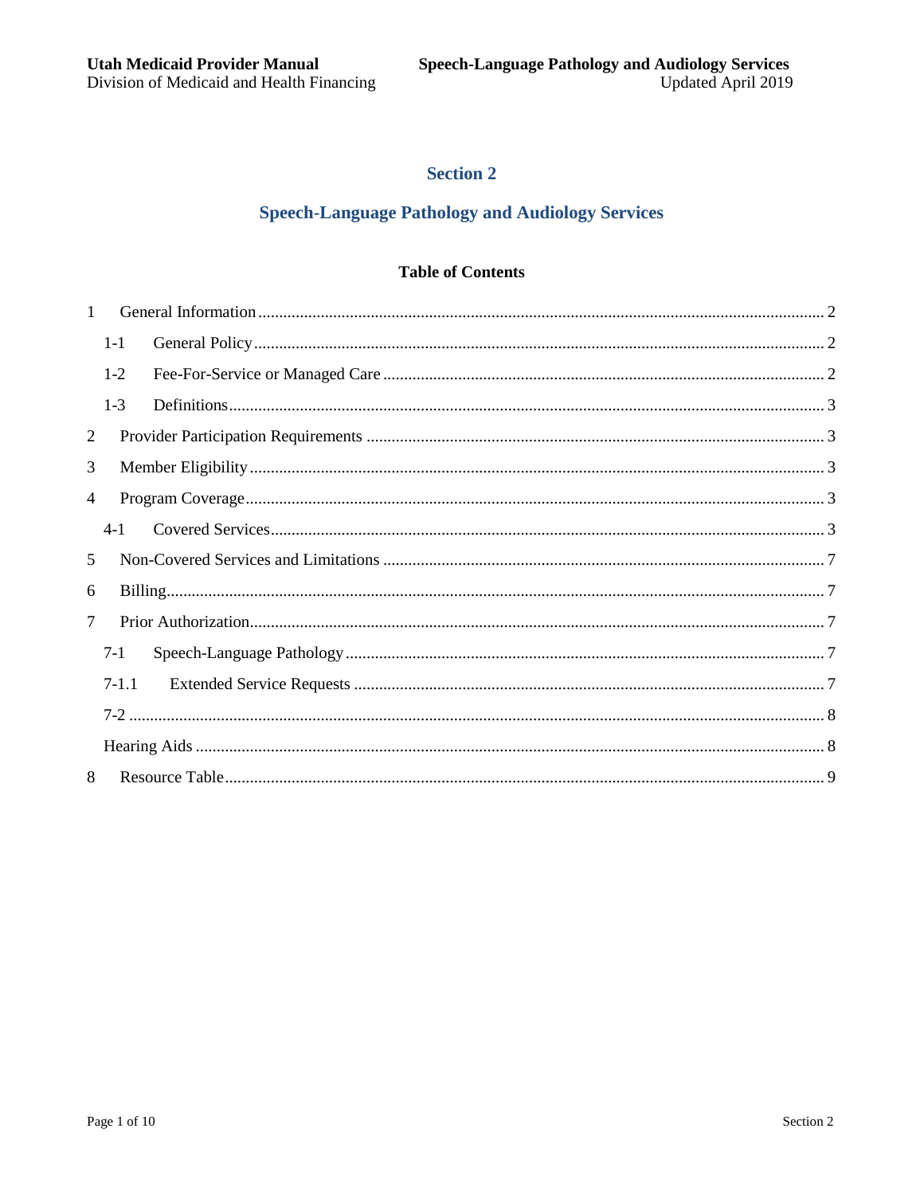# Section 2

## Speech-Language Pathology and Audiology Services

### Table of Contents

1 General Information ........ 2
  1-1 General Policy ........ 2
  1-2 Fee-For-Service or Managed Care ........ 2
  1-3 Definitions ........ 3
2 Provider Participation Requirements ........ 3
3 Member Eligibility ........ 3
4 Program Coverage ........ 3
  4-1 Covered Services ........ 3
5 Non-Covered Services and Limitations ........ 7
6 Billing ........ 7
7 Prior Authorization ........ 7
  7-1 Speech-Language Pathology ........ 7
  7-1.1 Extended Service Requests ........ 7
  7-2 ........ 8
  Hearing Aids ........ 8
8 Resource Table ........ 9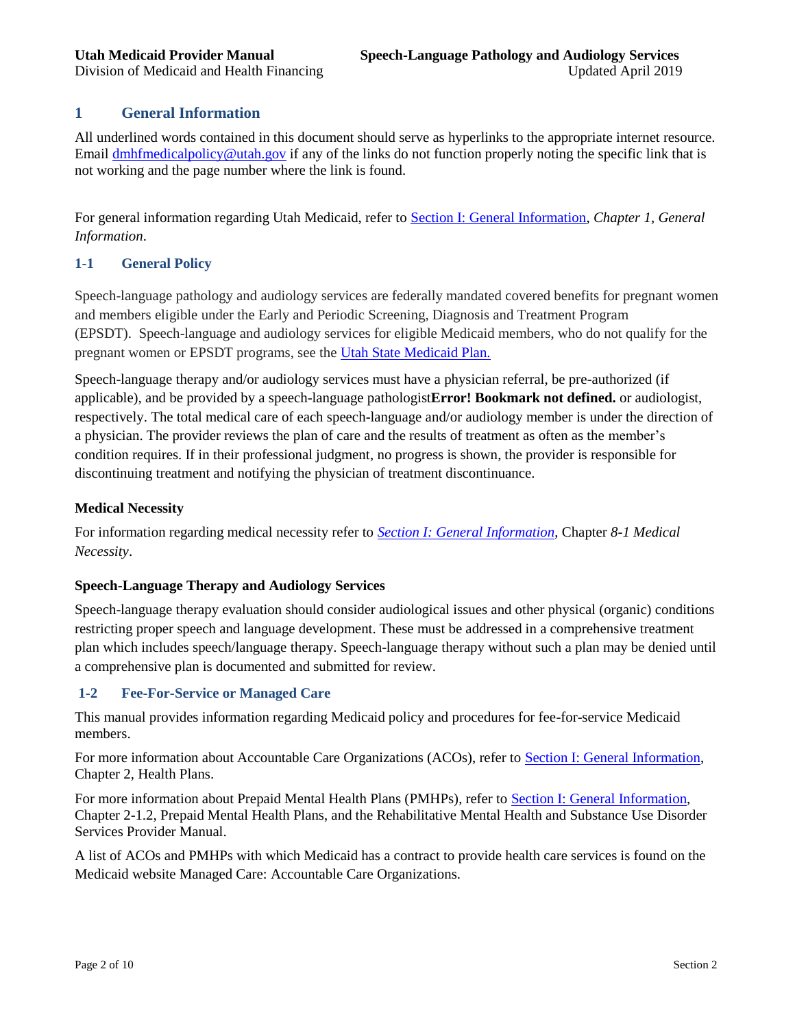# 1 General Information

All underlined words contained in this document should serve as hyperlinks to the appropriate internet resource. Email dmhfmedicalpolicy@utah.gov if any of the links do not function properly noting the specific link that is not working and the page number where the link is found.

For general information regarding Utah Medicaid, refer to Section I: General Information, *Chapter 1, General Information*.

## 1-1 General Policy

Speech-language pathology and audiology services are federally mandated covered benefits for pregnant women and members eligible under the Early and Periodic Screening, Diagnosis and Treatment Program (EPSDT). Speech-language and audiology services for eligible Medicaid members, who do not qualify for the pregnant women or EPSDT programs, see the Utah State Medicaid Plan.

Speech-language therapy and/or audiology services must have a physician referral, be pre-authorized (if applicable), and be provided by a speech-language pathologist**Error! Bookmark not defined.** or audiologist, respectively. The total medical care of each speech-language and/or audiology member is under the direction of a physician. The provider reviews the plan of care and the results of treatment as often as the member's condition requires. If in their professional judgment, no progress is shown, the provider is responsible for discontinuing treatment and notifying the physician of treatment discontinuance.

**Medical Necessity**

For information regarding medical necessity refer to *Section I: General Information*, Chapter *8-1 Medical Necessity*.

**Speech-Language Therapy and Audiology Services**

Speech-language therapy evaluation should consider audiological issues and other physical (organic) conditions restricting proper speech and language development. These must be addressed in a comprehensive treatment plan which includes speech/language therapy. Speech-language therapy without such a plan may be denied until a comprehensive plan is documented and submitted for review.

## 1-2 Fee-For-Service or Managed Care

This manual provides information regarding Medicaid policy and procedures for fee-for-service Medicaid members.

For more information about Accountable Care Organizations (ACOs), refer to Section I: General Information, Chapter 2, Health Plans.

For more information about Prepaid Mental Health Plans (PMHPs), refer to Section I: General Information, Chapter 2-1.2, Prepaid Mental Health Plans, and the Rehabilitative Mental Health and Substance Use Disorder Services Provider Manual.

A list of ACOs and PMHPs with which Medicaid has a contract to provide health care services is found on the Medicaid website Managed Care: Accountable Care Organizations.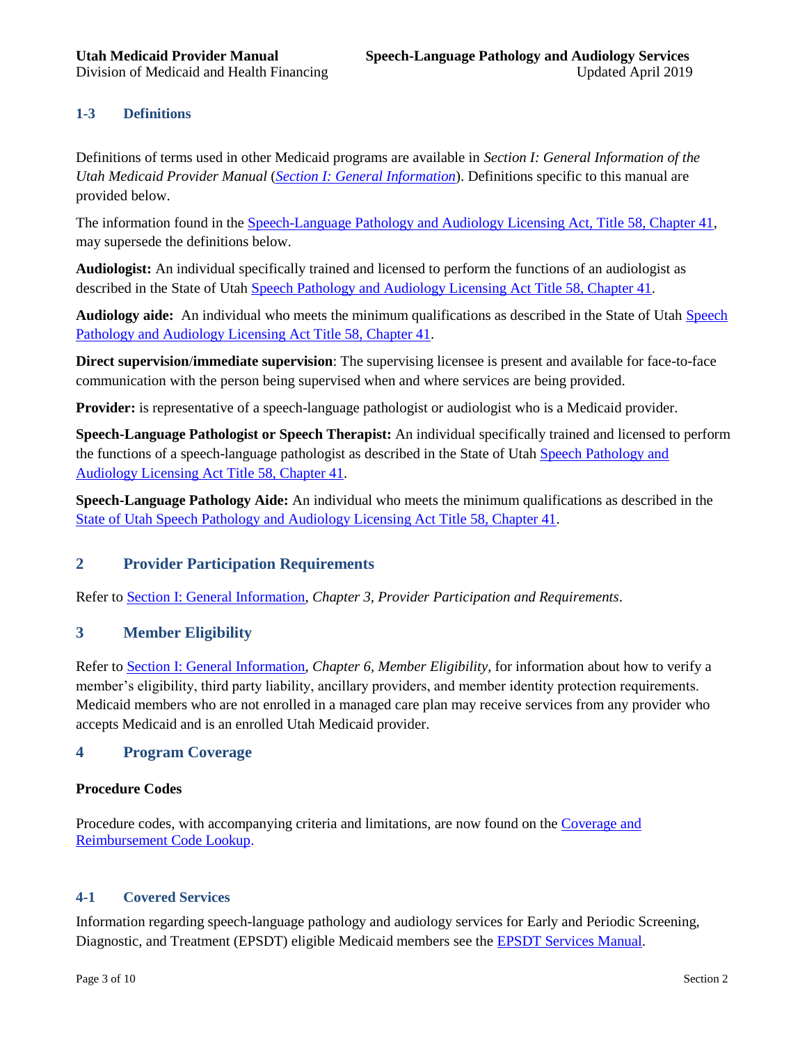### 1-3 Definitions

Definitions of terms used in other Medicaid programs are available in *Section I: General Information of the Utah Medicaid Provider Manual* (*Section I: General Information*). Definitions specific to this manual are provided below.

The information found in the Speech-Language Pathology and Audiology Licensing Act, Title 58, Chapter 41, may supersede the definitions below.

**Audiologist:** An individual specifically trained and licensed to perform the functions of an audiologist as described in the State of Utah Speech Pathology and Audiology Licensing Act Title 58, Chapter 41.

**Audiology aide:** An individual who meets the minimum qualifications as described in the State of Utah Speech Pathology and Audiology Licensing Act Title 58, Chapter 41.

**Direct supervision/immediate supervision**: The supervising licensee is present and available for face-to-face communication with the person being supervised when and where services are being provided.

**Provider:** is representative of a speech-language pathologist or audiologist who is a Medicaid provider.

**Speech-Language Pathologist or Speech Therapist:** An individual specifically trained and licensed to perform the functions of a speech-language pathologist as described in the State of Utah Speech Pathology and Audiology Licensing Act Title 58, Chapter 41.

**Speech-Language Pathology Aide:** An individual who meets the minimum qualifications as described in the State of Utah Speech Pathology and Audiology Licensing Act Title 58, Chapter 41.

## 2 Provider Participation Requirements

Refer to Section I: General Information, *Chapter 3, Provider Participation and Requirements*.

## 3 Member Eligibility

Refer to Section I: General Information, *Chapter 6, Member Eligibility*, for information about how to verify a member's eligibility, third party liability, ancillary providers, and member identity protection requirements. Medicaid members who are not enrolled in a managed care plan may receive services from any provider who accepts Medicaid and is an enrolled Utah Medicaid provider.

## 4 Program Coverage

**Procedure Codes**

Procedure codes, with accompanying criteria and limitations, are now found on the Coverage and Reimbursement Code Lookup.

### 4-1 Covered Services

Information regarding speech-language pathology and audiology services for Early and Periodic Screening, Diagnostic, and Treatment (EPSDT) eligible Medicaid members see the EPSDT Services Manual.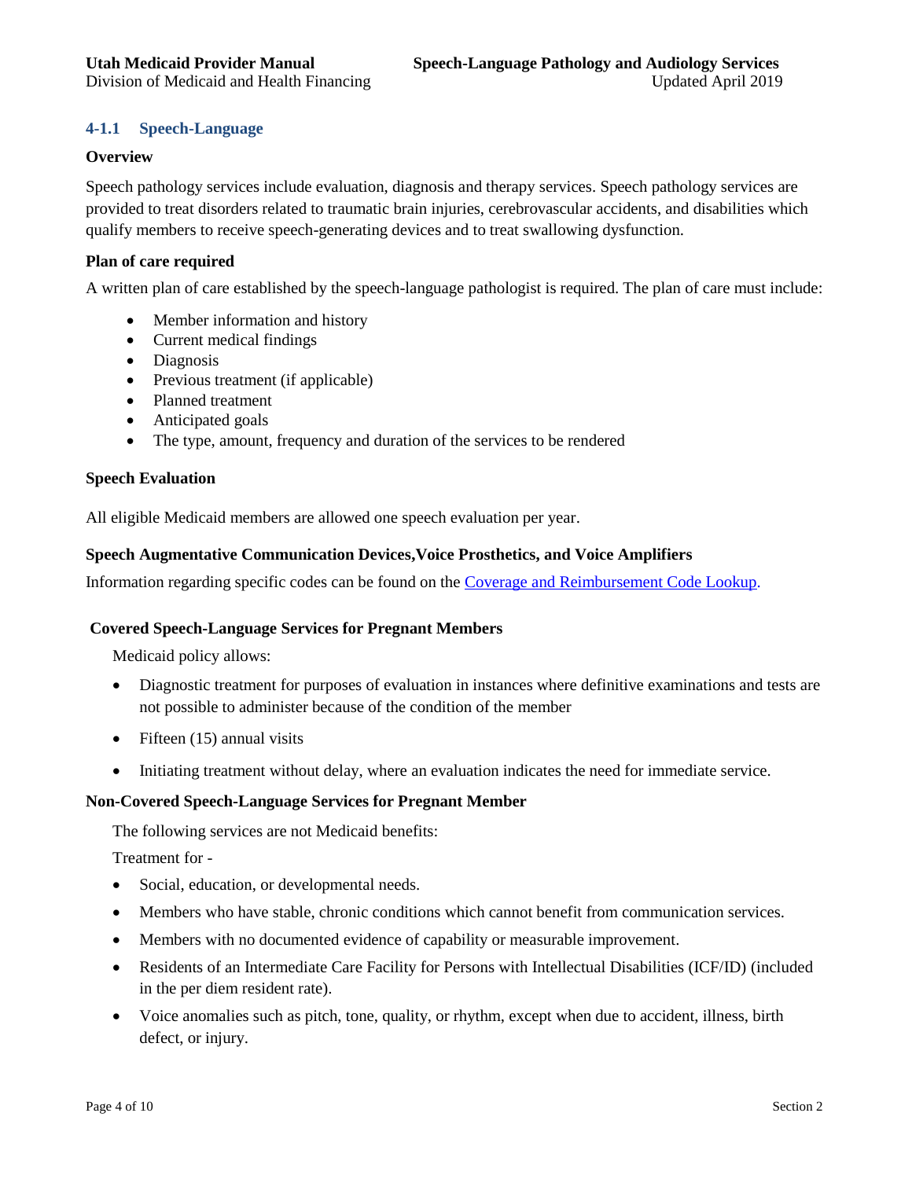### 4-1.1 Speech-Language

**Overview**

Speech pathology services include evaluation, diagnosis and therapy services. Speech pathology services are provided to treat disorders related to traumatic brain injuries, cerebrovascular accidents, and disabilities which qualify members to receive speech-generating devices and to treat swallowing dysfunction.

**Plan of care required**

A written plan of care established by the speech-language pathologist is required. The plan of care must include:

- Member information and history
- Current medical findings
- Diagnosis
- Previous treatment (if applicable)
- Planned treatment
- Anticipated goals
- The type, amount, frequency and duration of the services to be rendered

**Speech Evaluation**

All eligible Medicaid members are allowed one speech evaluation per year.

**Speech Augmentative Communication Devices,Voice Prosthetics, and Voice Amplifiers**

Information regarding specific codes can be found on the [Coverage and Reimbursement Code Lookup](Coverage and Reimbursement Code Lookup).

**Covered Speech-Language Services for Pregnant Members**

Medicaid policy allows:

- Diagnostic treatment for purposes of evaluation in instances where definitive examinations and tests are not possible to administer because of the condition of the member
- Fifteen (15) annual visits
- Initiating treatment without delay, where an evaluation indicates the need for immediate service.

**Non-Covered Speech-Language Services for Pregnant Member**

The following services are not Medicaid benefits:

Treatment for -

- Social, education, or developmental needs.
- Members who have stable, chronic conditions which cannot benefit from communication services.
- Members with no documented evidence of capability or measurable improvement.
- Residents of an Intermediate Care Facility for Persons with Intellectual Disabilities (ICF/ID) (included in the per diem resident rate).
- Voice anomalies such as pitch, tone, quality, or rhythm, except when due to accident, illness, birth defect, or injury.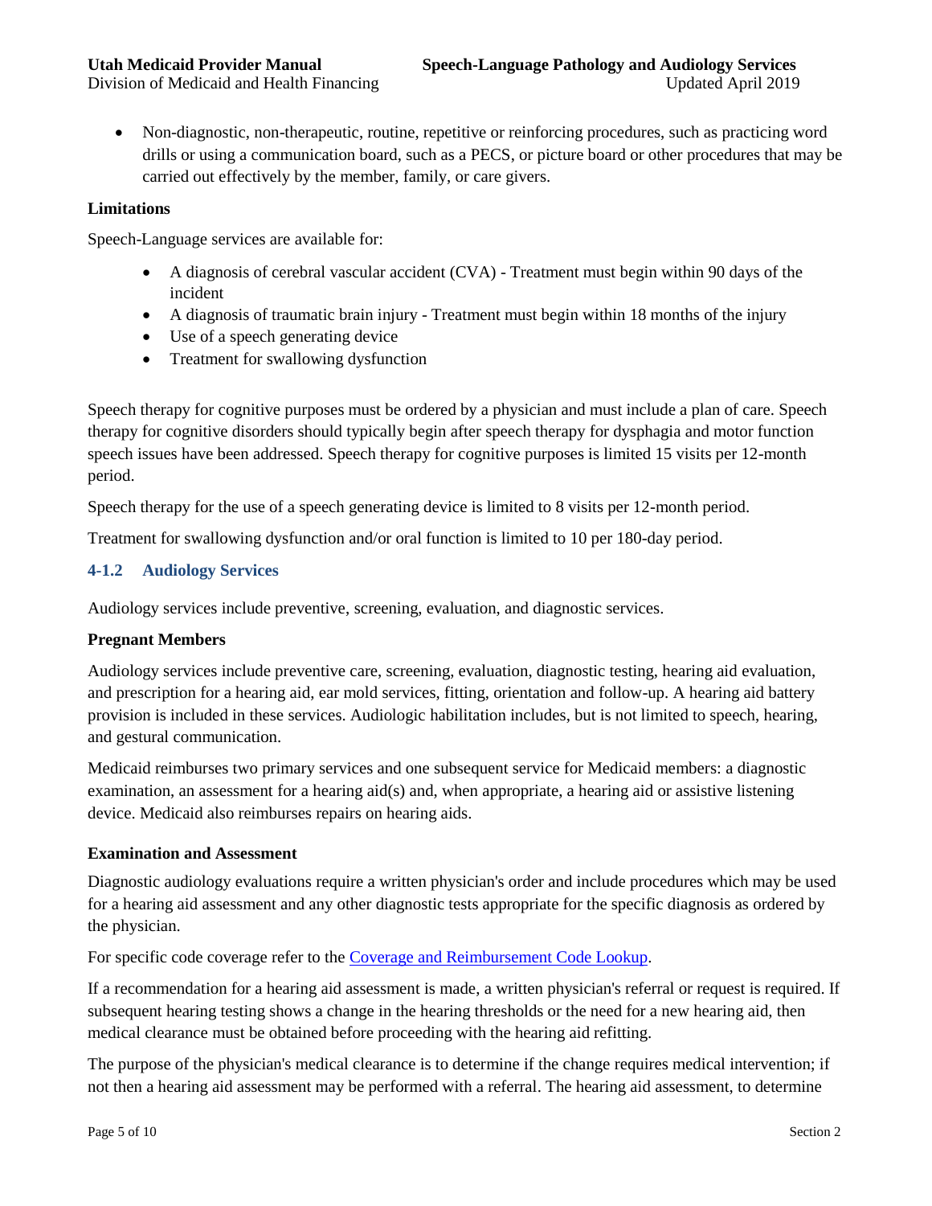- Non-diagnostic, non-therapeutic, routine, repetitive or reinforcing procedures, such as practicing word drills or using a communication board, such as a PECS, or picture board or other procedures that may be carried out effectively by the member, family, or care givers.

**Limitations**

Speech-Language services are available for:

- A diagnosis of cerebral vascular accident (CVA) - Treatment must begin within 90 days of the incident
- A diagnosis of traumatic brain injury - Treatment must begin within 18 months of the injury
- Use of a speech generating device
- Treatment for swallowing dysfunction

Speech therapy for cognitive purposes must be ordered by a physician and must include a plan of care. Speech therapy for cognitive disorders should typically begin after speech therapy for dysphagia and motor function speech issues have been addressed. Speech therapy for cognitive purposes is limited 15 visits per 12-month period.

Speech therapy for the use of a speech generating device is limited to 8 visits per 12-month period.

Treatment for swallowing dysfunction and/or oral function is limited to 10 per 180-day period.

### 4-1.2 Audiology Services

Audiology services include preventive, screening, evaluation, and diagnostic services.

**Pregnant Members**

Audiology services include preventive care, screening, evaluation, diagnostic testing, hearing aid evaluation, and prescription for a hearing aid, ear mold services, fitting, orientation and follow-up. A hearing aid battery provision is included in these services. Audiologic habilitation includes, but is not limited to speech, hearing, and gestural communication.

Medicaid reimburses two primary services and one subsequent service for Medicaid members: a diagnostic examination, an assessment for a hearing aid(s) and, when appropriate, a hearing aid or assistive listening device. Medicaid also reimburses repairs on hearing aids.

**Examination and Assessment**

Diagnostic audiology evaluations require a written physician's order and include procedures which may be used for a hearing aid assessment and any other diagnostic tests appropriate for the specific diagnosis as ordered by the physician.

For specific code coverage refer to the Coverage and Reimbursement Code Lookup.

If a recommendation for a hearing aid assessment is made, a written physician's referral or request is required. If subsequent hearing testing shows a change in the hearing thresholds or the need for a new hearing aid, then medical clearance must be obtained before proceeding with the hearing aid refitting.

The purpose of the physician's medical clearance is to determine if the change requires medical intervention; if not then a hearing aid assessment may be performed with a referral. The hearing aid assessment, to determine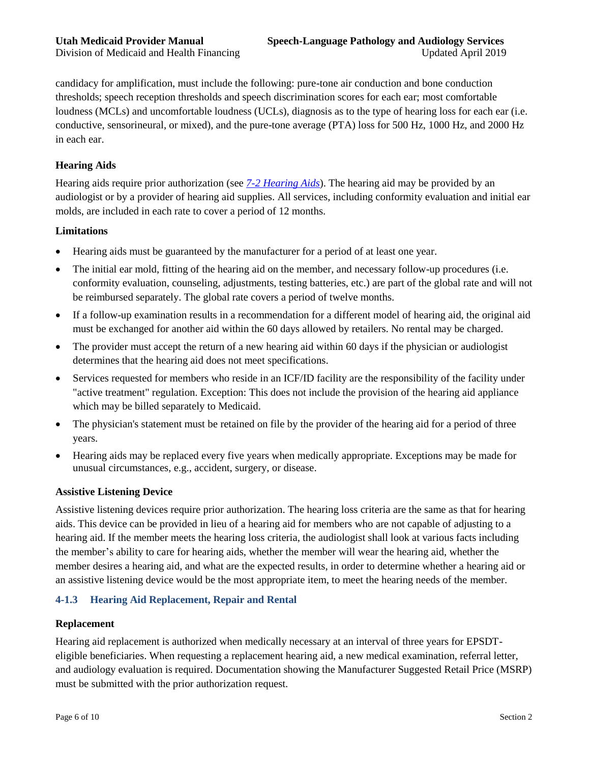candidacy for amplification, must include the following: pure-tone air conduction and bone conduction thresholds; speech reception thresholds and speech discrimination scores for each ear; most comfortable loudness (MCLs) and uncomfortable loudness (UCLs), diagnosis as to the type of hearing loss for each ear (i.e. conductive, sensorineural, or mixed), and the pure-tone average (PTA) loss for 500 Hz, 1000 Hz, and 2000 Hz in each ear.

**Hearing Aids**

Hearing aids require prior authorization (see *7-2 Hearing Aids*). The hearing aid may be provided by an audiologist or by a provider of hearing aid supplies. All services, including conformity evaluation and initial ear molds, are included in each rate to cover a period of 12 months.

**Limitations**

- Hearing aids must be guaranteed by the manufacturer for a period of at least one year.
- The initial ear mold, fitting of the hearing aid on the member, and necessary follow-up procedures (i.e. conformity evaluation, counseling, adjustments, testing batteries, etc.) are part of the global rate and will not be reimbursed separately. The global rate covers a period of twelve months.
- If a follow-up examination results in a recommendation for a different model of hearing aid, the original aid must be exchanged for another aid within the 60 days allowed by retailers. No rental may be charged.
- The provider must accept the return of a new hearing aid within 60 days if the physician or audiologist determines that the hearing aid does not meet specifications.
- Services requested for members who reside in an ICF/ID facility are the responsibility of the facility under "active treatment" regulation. Exception: This does not include the provision of the hearing aid appliance which may be billed separately to Medicaid.
- The physician's statement must be retained on file by the provider of the hearing aid for a period of three years.
- Hearing aids may be replaced every five years when medically appropriate. Exceptions may be made for unusual circumstances, e.g., accident, surgery, or disease.

**Assistive Listening Device**

Assistive listening devices require prior authorization. The hearing loss criteria are the same as that for hearing aids. This device can be provided in lieu of a hearing aid for members who are not capable of adjusting to a hearing aid. If the member meets the hearing loss criteria, the audiologist shall look at various facts including the member's ability to care for hearing aids, whether the member will wear the hearing aid, whether the member desires a hearing aid, and what are the expected results, in order to determine whether a hearing aid or an assistive listening device would be the most appropriate item, to meet the hearing needs of the member.

### 4-1.3 Hearing Aid Replacement, Repair and Rental

**Replacement**

Hearing aid replacement is authorized when medically necessary at an interval of three years for EPSDT-eligible beneficiaries. When requesting a replacement hearing aid, a new medical examination, referral letter, and audiology evaluation is required. Documentation showing the Manufacturer Suggested Retail Price (MSRP) must be submitted with the prior authorization request.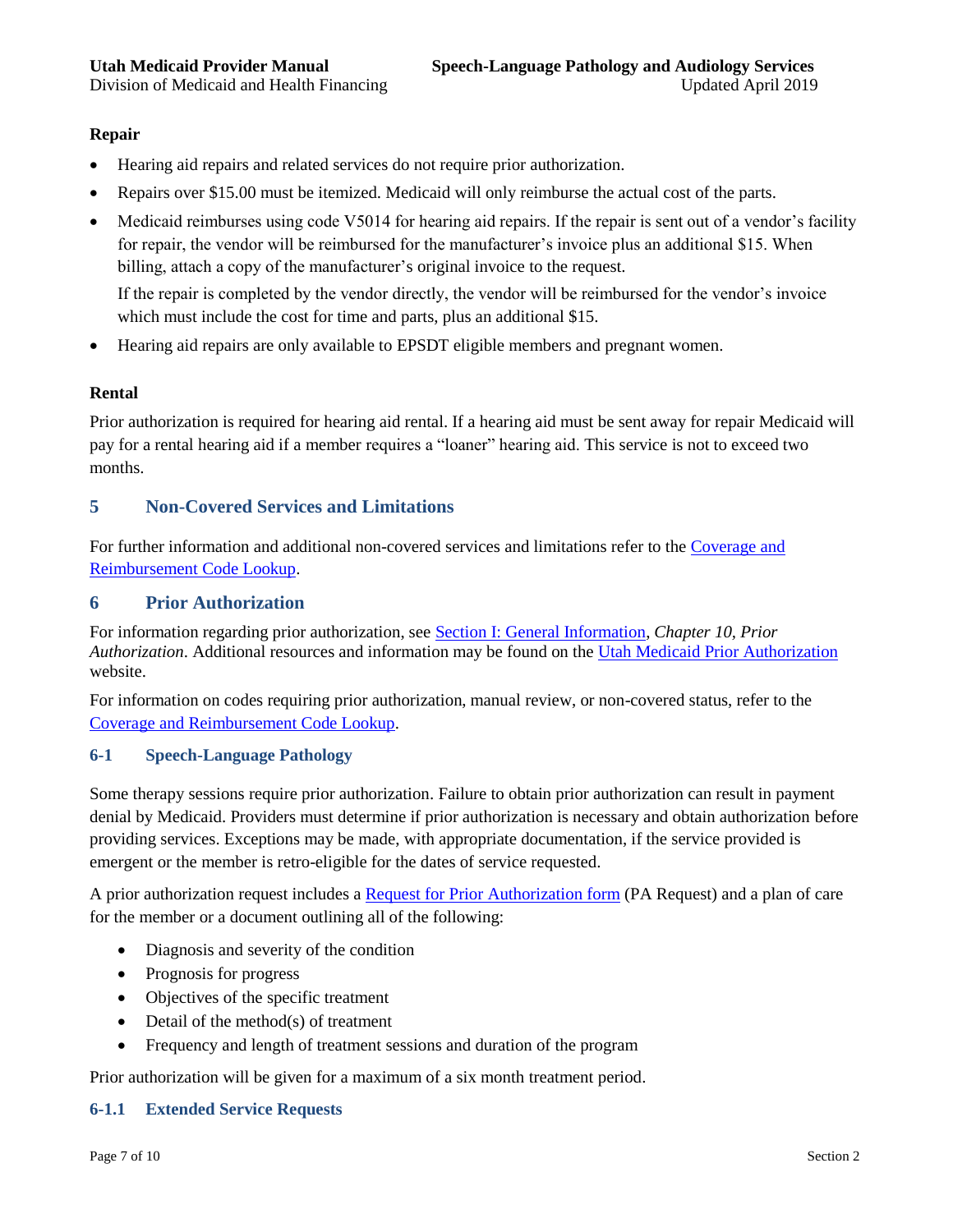**Repair**

- Hearing aid repairs and related services do not require prior authorization.
- Repairs over $15.00 must be itemized. Medicaid will only reimburse the actual cost of the parts.
- Medicaid reimburses using code V5014 for hearing aid repairs. If the repair is sent out of a vendor's facility for repair, the vendor will be reimbursed for the manufacturer's invoice plus an additional $15. When billing, attach a copy of the manufacturer's original invoice to the request.

  If the repair is completed by the vendor directly, the vendor will be reimbursed for the vendor's invoice which must include the cost for time and parts, plus an additional $15.
- Hearing aid repairs are only available to EPSDT eligible members and pregnant women.

**Rental**

Prior authorization is required for hearing aid rental. If a hearing aid must be sent away for repair Medicaid will pay for a rental hearing aid if a member requires a "loaner" hearing aid. This service is not to exceed two months.

## 5 Non-Covered Services and Limitations

For further information and additional non-covered services and limitations refer to the Coverage and Reimbursement Code Lookup.

## 6 Prior Authorization

For information regarding prior authorization, see Section I: General Information, *Chapter 10, Prior Authorization*. Additional resources and information may be found on the Utah Medicaid Prior Authorization website.

For information on codes requiring prior authorization, manual review, or non-covered status, refer to the Coverage and Reimbursement Code Lookup.

### 6-1 Speech-Language Pathology

Some therapy sessions require prior authorization. Failure to obtain prior authorization can result in payment denial by Medicaid. Providers must determine if prior authorization is necessary and obtain authorization before providing services. Exceptions may be made, with appropriate documentation, if the service provided is emergent or the member is retro-eligible for the dates of service requested.

A prior authorization request includes a Request for Prior Authorization form (PA Request) and a plan of care for the member or a document outlining all of the following:

- Diagnosis and severity of the condition
- Prognosis for progress
- Objectives of the specific treatment
- Detail of the method(s) of treatment
- Frequency and length of treatment sessions and duration of the program

Prior authorization will be given for a maximum of a six month treatment period.

#### 6-1.1 Extended Service Requests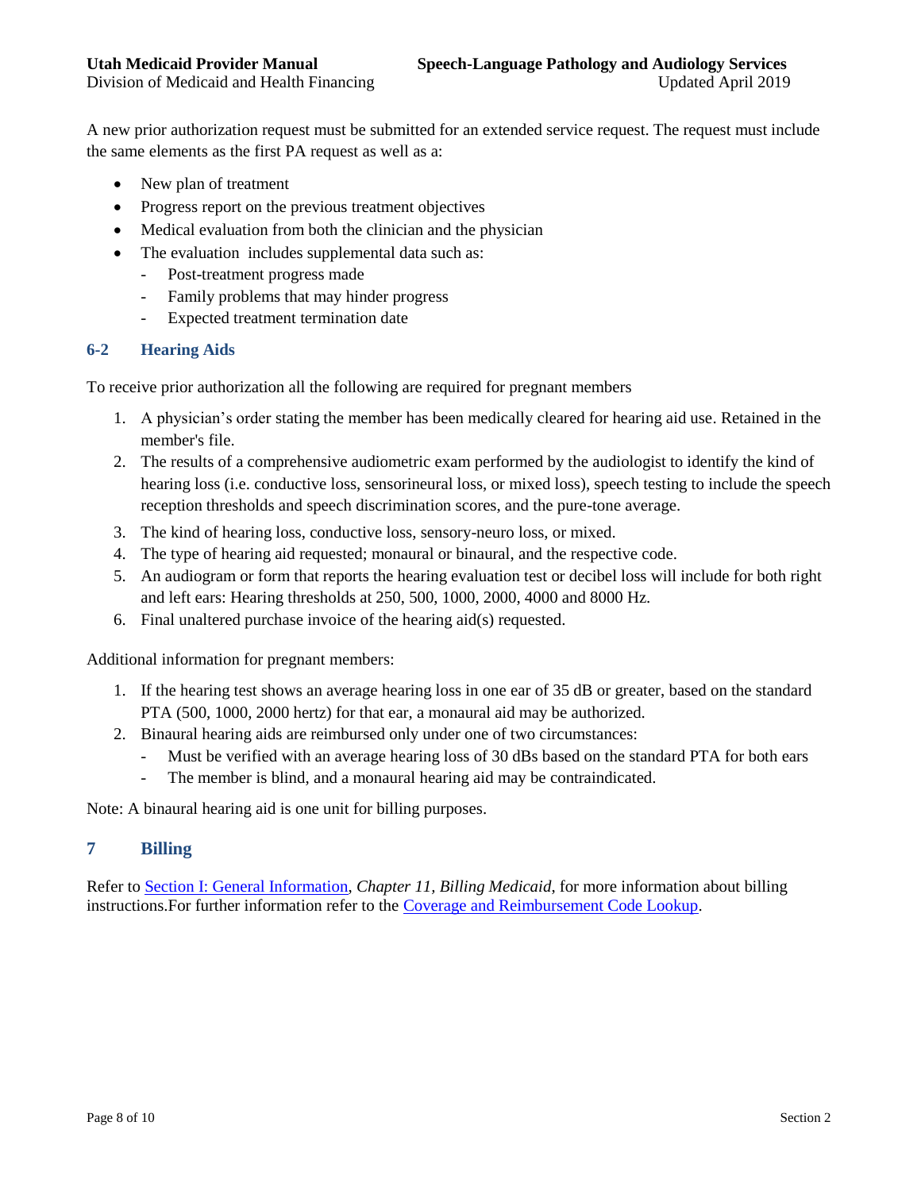A new prior authorization request must be submitted for an extended service request. The request must include the same elements as the first PA request as well as a:

- New plan of treatment
- Progress report on the previous treatment objectives
- Medical evaluation from both the clinician and the physician
- The evaluation includes supplemental data such as:
  - Post-treatment progress made
  - Family problems that may hinder progress
  - Expected treatment termination date

## 6-2 Hearing Aids

To receive prior authorization all the following are required for pregnant members

1. A physician's order stating the member has been medically cleared for hearing aid use. Retained in the member's file.
2. The results of a comprehensive audiometric exam performed by the audiologist to identify the kind of hearing loss (i.e. conductive loss, sensorineural loss, or mixed loss), speech testing to include the speech reception thresholds and speech discrimination scores, and the pure-tone average.
3. The kind of hearing loss, conductive loss, sensory-neuro loss, or mixed.
4. The type of hearing aid requested; monaural or binaural, and the respective code.
5. An audiogram or form that reports the hearing evaluation test or decibel loss will include for both right and left ears: Hearing thresholds at 250, 500, 1000, 2000, 4000 and 8000 Hz.
6. Final unaltered purchase invoice of the hearing aid(s) requested.

Additional information for pregnant members:

1. If the hearing test shows an average hearing loss in one ear of 35 dB or greater, based on the standard PTA (500, 1000, 2000 hertz) for that ear, a monaural aid may be authorized.
2. Binaural hearing aids are reimbursed only under one of two circumstances:
   - Must be verified with an average hearing loss of 30 dBs based on the standard PTA for both ears
   - The member is blind, and a monaural hearing aid may be contraindicated.

Note: A binaural hearing aid is one unit for billing purposes.

# 7 Billing

Refer to Section I: General Information, *Chapter 11, Billing Medicaid*, for more information about billing instructions.For further information refer to the Coverage and Reimbursement Code Lookup.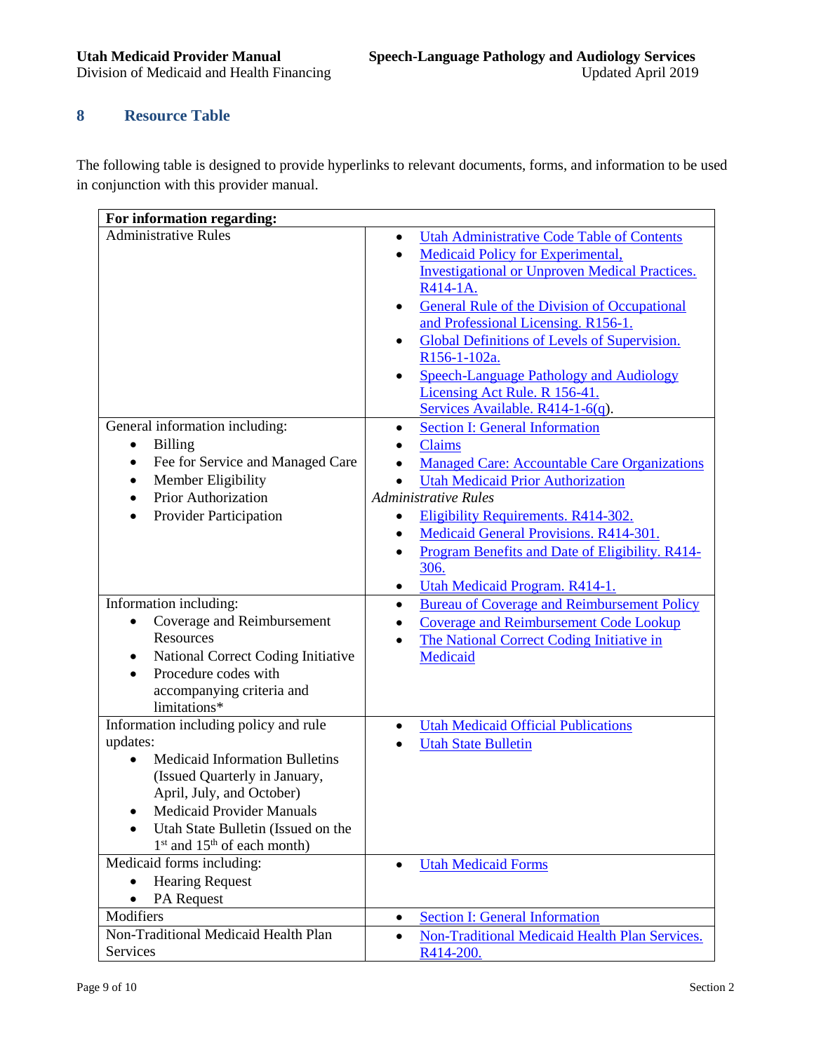## 8 Resource Table

The following table is designed to provide hyperlinks to relevant documents, forms, and information to be used in conjunction with this provider manual.

| For information regarding: | |
|---|---|
| Administrative Rules | • Utah Administrative Code Table of Contents<br>• Medicaid Policy for Experimental, Investigational or Unproven Medical Practices. R414-1A.<br>• General Rule of the Division of Occupational and Professional Licensing. R156-1.<br>• Global Definitions of Levels of Supervision. R156-1-102a.<br>• Speech-Language Pathology and Audiology Licensing Act Rule. R 156-41.<br>Services Available. R414-1-6(q). |
| General information including:<br>• Billing<br>• Fee for Service and Managed Care<br>• Member Eligibility<br>• Prior Authorization<br>• Provider Participation | • Section I: General Information<br>• Claims<br>• Managed Care: Accountable Care Organizations<br>• Utah Medicaid Prior Authorization<br>*Administrative Rules*<br>• Eligibility Requirements. R414-302.<br>• Medicaid General Provisions. R414-301.<br>• Program Benefits and Date of Eligibility. R414-306.<br>• Utah Medicaid Program. R414-1. |
| Information including:<br>• Coverage and Reimbursement Resources<br>• National Correct Coding Initiative<br>• Procedure codes with accompanying criteria and limitations* | • Bureau of Coverage and Reimbursement Policy<br>• Coverage and Reimbursement Code Lookup<br>• The National Correct Coding Initiative in Medicaid |
| Information including policy and rule updates:<br>• Medicaid Information Bulletins (Issued Quarterly in January, April, July, and October)<br>• Medicaid Provider Manuals<br>• Utah State Bulletin (Issued on the 1st and 15th of each month) | • Utah Medicaid Official Publications<br>• Utah State Bulletin |
| Medicaid forms including:<br>• Hearing Request<br>• PA Request | • Utah Medicaid Forms |
| Modifiers | • Section I: General Information |
| Non-Traditional Medicaid Health Plan Services | • Non-Traditional Medicaid Health Plan Services. R414-200. |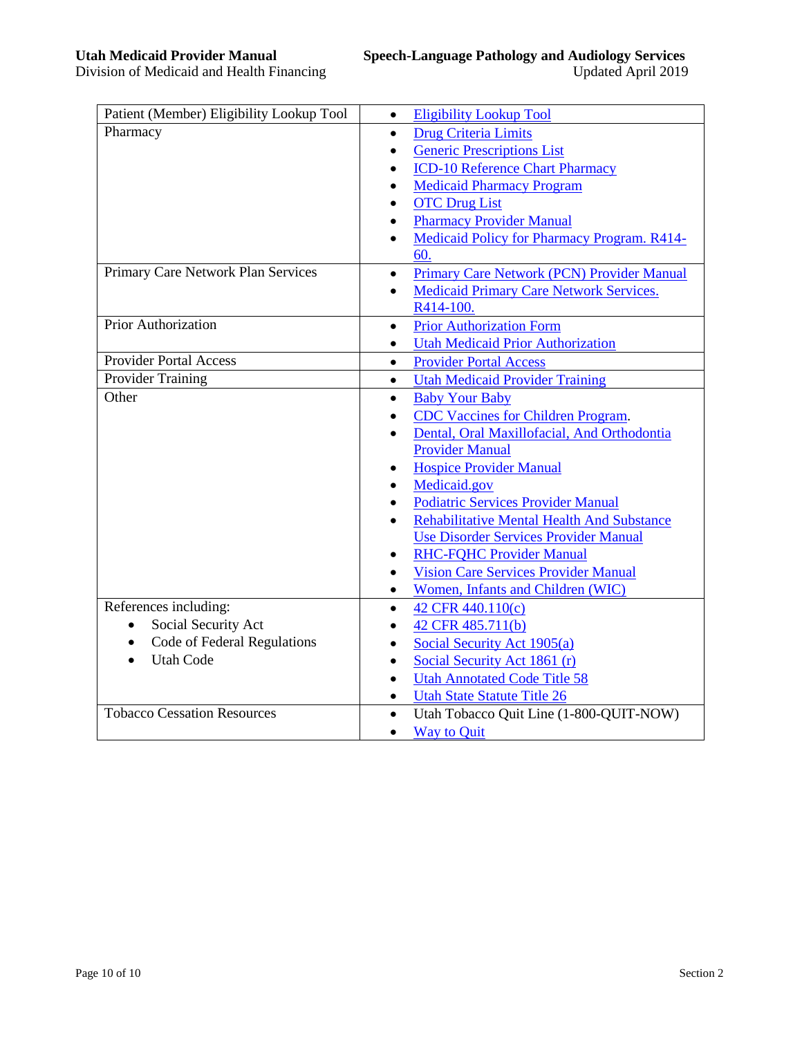| | |
|---|---|
| Patient (Member) Eligibility Lookup Tool | • Eligibility Lookup Tool |
| Pharmacy | • Drug Criteria Limits<br>• Generic Prescriptions List<br>• ICD-10 Reference Chart Pharmacy<br>• Medicaid Pharmacy Program<br>• OTC Drug List<br>• Pharmacy Provider Manual<br>• Medicaid Policy for Pharmacy Program. R414-60. |
| Primary Care Network Plan Services | • Primary Care Network (PCN) Provider Manual<br>• Medicaid Primary Care Network Services. R414-100. |
| Prior Authorization | • Prior Authorization Form<br>• Utah Medicaid Prior Authorization |
| Provider Portal Access | • Provider Portal Access |
| Provider Training | • Utah Medicaid Provider Training |
| Other | • Baby Your Baby<br>• CDC Vaccines for Children Program.<br>• Dental, Oral Maxillofacial, And Orthodontia Provider Manual<br>• Hospice Provider Manual<br>• Medicaid.gov<br>• Podiatric Services Provider Manual<br>• Rehabilitative Mental Health And Substance Use Disorder Services Provider Manual<br>• RHC-FQHC Provider Manual<br>• Vision Care Services Provider Manual<br>• Women, Infants and Children (WIC) |
| References including:<br>• Social Security Act<br>• Code of Federal Regulations<br>• Utah Code | • 42 CFR 440.110(c)<br>• 42 CFR 485.711(b)<br>• Social Security Act 1905(a)<br>• Social Security Act 1861 (r)<br>• Utah Annotated Code Title 58<br>• Utah State Statute Title 26 |
| Tobacco Cessation Resources | • Utah Tobacco Quit Line (1-800-QUIT-NOW)<br>• Way to Quit |